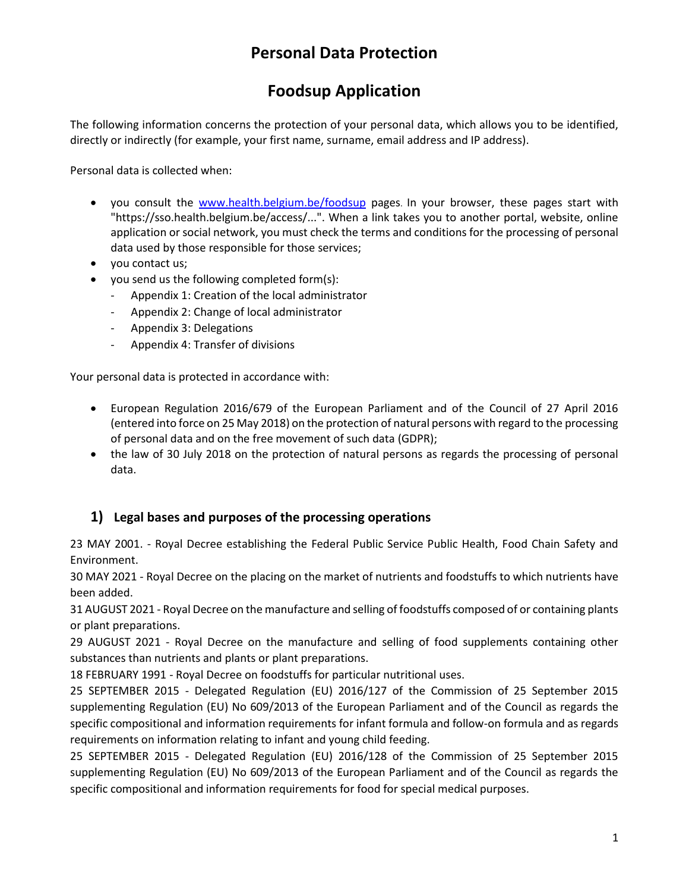# Personal Data Protection

# Foodsup Application

The following information concerns the protection of your personal data, which allows you to be identified, directly or indirectly (for example, your first name, surname, email address and IP address).

Personal data is collected when:

- you consult the [www.health.belgium.be/foodsup](www.health.belgium.be/foodsup) pages. In your browser, these pages start with "https://sso.health.belgium.be/access/...". When a link takes you to another portal, website, online application or social network, you must check the terms and conditions for the processing of personal data used by those responsible for those services;
- you contact us;
- you send us the following completed form(s):
  - Appendix 1: Creation of the local administrator
  - Appendix 2: Change of local administrator
  - Appendix 3: Delegations
  - Appendix 4: Transfer of divisions

Your personal data is protected in accordance with:

- European Regulation 2016/679 of the European Parliament and of the Council of 27 April 2016 (entered into force on 25 May 2018) on the protection of natural persons with regard to the processing of personal data and on the free movement of such data (GDPR);
- the law of 30 July 2018 on the protection of natural persons as regards the processing of personal data.

## 1) Legal bases and purposes of the processing operations

23 MAY 2001. - Royal Decree establishing the Federal Public Service Public Health, Food Chain Safety and Environment.

30 MAY 2021 - Royal Decree on the placing on the market of nutrients and foodstuffs to which nutrients have been added.

31 AUGUST 2021 - Royal Decree on the manufacture and selling of foodstuffs composed of or containing plants or plant preparations.

29 AUGUST 2021 - Royal Decree on the manufacture and selling of food supplements containing other substances than nutrients and plants or plant preparations.

18 FEBRUARY 1991 - Royal Decree on foodstuffs for particular nutritional uses.

25 SEPTEMBER 2015 - Delegated Regulation (EU) 2016/127 of the Commission of 25 September 2015 supplementing Regulation (EU) No 609/2013 of the European Parliament and of the Council as regards the specific compositional and information requirements for infant formula and follow-on formula and as regards requirements on information relating to infant and young child feeding.

25 SEPTEMBER 2015 - Delegated Regulation (EU) 2016/128 of the Commission of 25 September 2015 supplementing Regulation (EU) No 609/2013 of the European Parliament and of the Council as regards the specific compositional and information requirements for food for special medical purposes.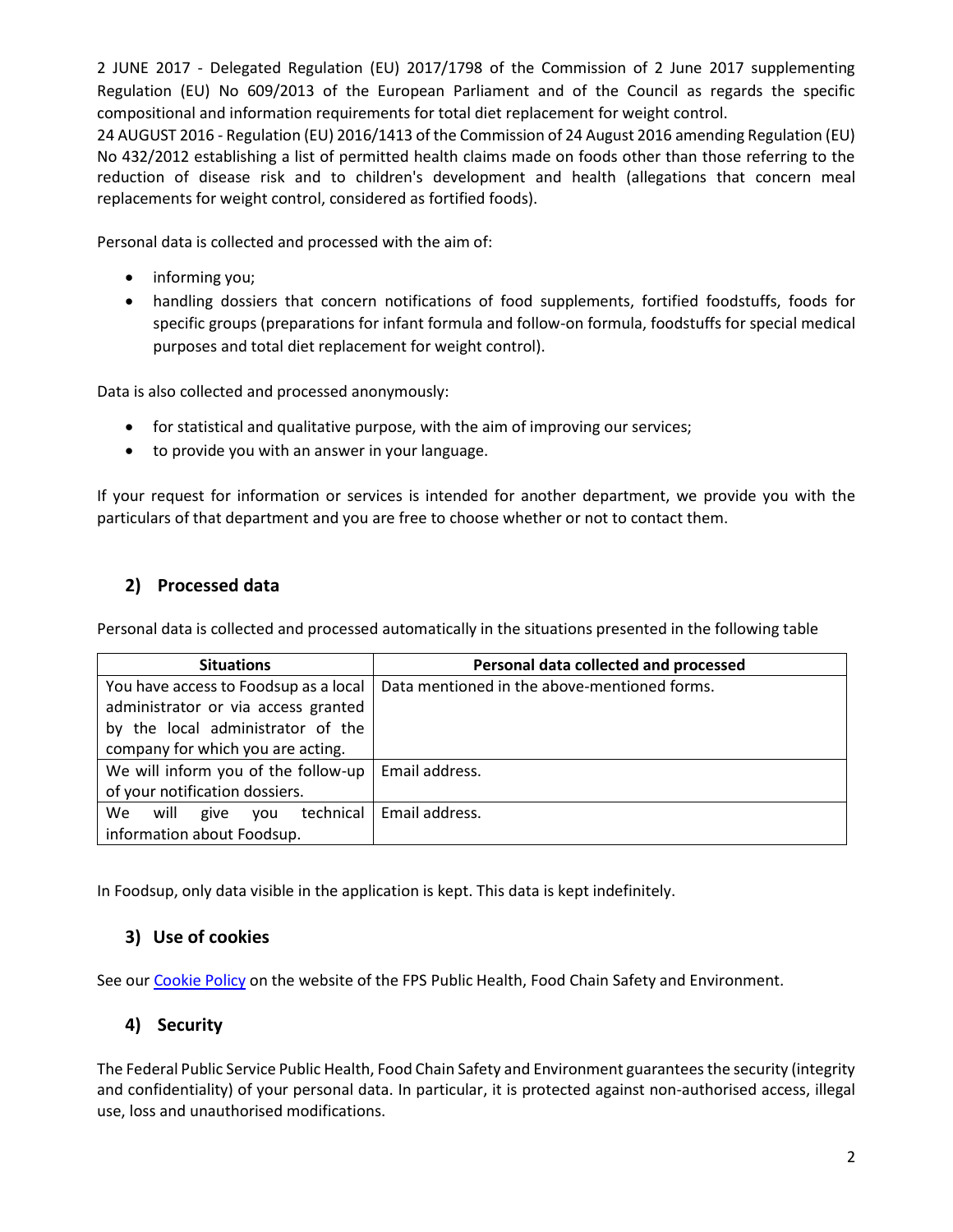2 JUNE 2017 - Delegated Regulation (EU) 2017/1798 of the Commission of 2 June 2017 supplementing Regulation (EU) No 609/2013 of the European Parliament and of the Council as regards the specific compositional and information requirements for total diet replacement for weight control.
24 AUGUST 2016 - Regulation (EU) 2016/1413 of the Commission of 24 August 2016 amending Regulation (EU) No 432/2012 establishing a list of permitted health claims made on foods other than those referring to the reduction of disease risk and to children's development and health (allegations that concern meal replacements for weight control, considered as fortified foods).

Personal data is collected and processed with the aim of:

- informing you;
- handling dossiers that concern notifications of food supplements, fortified foodstuffs, foods for specific groups (preparations for infant formula and follow-on formula, foodstuffs for special medical purposes and total diet replacement for weight control).

Data is also collected and processed anonymously:

- for statistical and qualitative purpose, with the aim of improving our services;
- to provide you with an answer in your language.

If your request for information or services is intended for another department, we provide you with the particulars of that department and you are free to choose whether or not to contact them.

## 2) Processed data

Personal data is collected and processed automatically in the situations presented in the following table

| Situations | Personal data collected and processed |
|---|---|
| You have access to Foodsup as a local administrator or via access granted by the local administrator of the company for which you are acting. | Data mentioned in the above-mentioned forms. |
| We will inform you of the follow-up of your notification dossiers. | Email address. |
| We will give you technical information about Foodsup. | Email address. |

In Foodsup, only data visible in the application is kept. This data is kept indefinitely.

## 3) Use of cookies

See our Cookie Policy on the website of the FPS Public Health, Food Chain Safety and Environment.

## 4) Security

The Federal Public Service Public Health, Food Chain Safety and Environment guarantees the security (integrity and confidentiality) of your personal data. In particular, it is protected against non-authorised access, illegal use, loss and unauthorised modifications.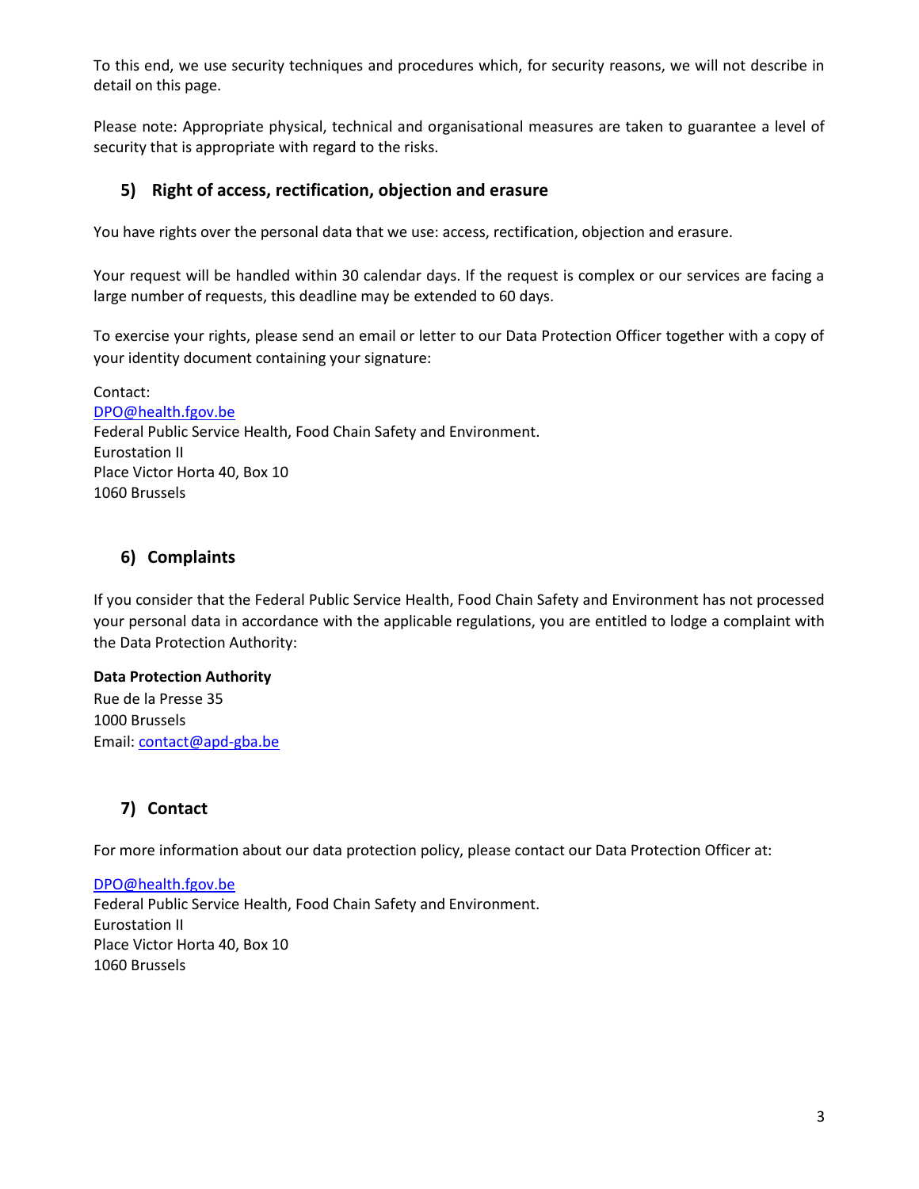To this end, we use security techniques and procedures which, for security reasons, we will not describe in detail on this page.

Please note: Appropriate physical, technical and organisational measures are taken to guarantee a level of security that is appropriate with regard to the risks.

## 5) Right of access, rectification, objection and erasure

You have rights over the personal data that we use: access, rectification, objection and erasure.

Your request will be handled within 30 calendar days. If the request is complex or our services are facing a large number of requests, this deadline may be extended to 60 days.

To exercise your rights, please send an email or letter to our Data Protection Officer together with a copy of your identity document containing your signature:

Contact:
DPO@health.fgov.be
Federal Public Service Health, Food Chain Safety and Environment.
Eurostation II
Place Victor Horta 40, Box 10
1060 Brussels

## 6) Complaints

If you consider that the Federal Public Service Health, Food Chain Safety and Environment has not processed your personal data in accordance with the applicable regulations, you are entitled to lodge a complaint with the Data Protection Authority:

**Data Protection Authority**
Rue de la Presse 35
1000 Brussels
Email: contact@apd-gba.be

## 7) Contact

For more information about our data protection policy, please contact our Data Protection Officer at:

DPO@health.fgov.be
Federal Public Service Health, Food Chain Safety and Environment.
Eurostation II
Place Victor Horta 40, Box 10
1060 Brussels